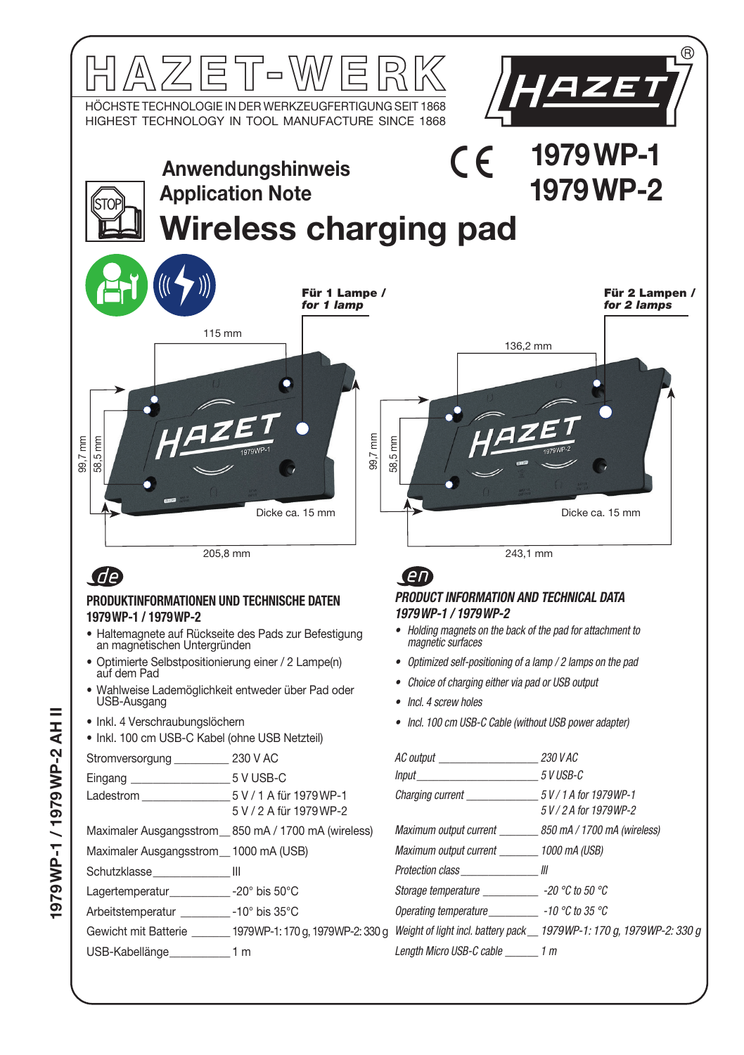# HAZET-WERK

HÖCHSTE TECHNOLOGIE IN DER WERKZEUGFERTIGUNG SEIT 1868
HIGHEST TECHNOLOGY IN TOOL MANUFACTURE SINCE 1868

HAZET®

**1979 WP-1**
**1979 WP-2**

## Anwendungshinweis
## Application Note
# Wireless charging pad

**Für 1 Lampe / *for 1 lamp***

115 mm
99,7 mm
58,5 mm
Dicke ca. 15 mm
205,8 mm

**Für 2 Lampen / *for 2 lamps***

136,2 mm
99,7 mm
58,5 mm
Dicke ca. 15 mm
243,1 mm

## de

### PRODUKTINFORMATIONEN UND TECHNISCHE DATEN 1979 WP-1 / 1979 WP-2

- Haltemagnete auf Rückseite des Pads zur Befestigung an magnetischen Untergründen
- Optimierte Selbstpositionierung einer / 2 Lampe(n) auf dem Pad
- Wahlweise Lademöglichkeit entweder über Pad oder USB-Ausgang
- Inkl. 4 Verschraubungslöchern
- Inkl. 100 cm USB-C Kabel (ohne USB Netzteil)

| | |
|---|---|
| Stromversorgung | 230 V AC |
| Eingang | 5 V USB-C |
| Ladestrom | 5 V / 1 A für 1979 WP-1<br>5 V / 2 A für 1979 WP-2 |
| Maximaler Ausgangsstrom | 850 mA / 1700 mA (wireless) |
| Maximaler Ausgangsstrom | 1000 mA (USB) |
| Schutzklasse | III |
| Lagertemperatur | -20° bis 50°C |
| Arbeitstemperatur | -10° bis 35°C |
| Gewicht mit Batterie | 1979 WP-1: 170 g, 1979 WP-2: 330 g |
| USB-Kabellänge | 1 m |

## en

### *PRODUCT INFORMATION AND TECHNICAL DATA 1979 WP-1 / 1979 WP-2*

- *Holding magnets on the back of the pad for attachment to magnetic surfaces*
- *Optimized self-positioning of a lamp / 2 lamps on the pad*
- *Choice of charging either via pad or USB output*
- *Incl. 4 screw holes*
- *Incl. 100 cm USB-C Cable (without USB power adapter)*

| | |
|---|---|
| *AC output* | *230 V AC* |
| *Input* | *5 V USB-C* |
| *Charging current* | *5 V / 1 A for 1979 WP-1*<br>*5 V / 2 A for 1979 WP-2* |
| *Maximum output current* | *850 mA / 1700 mA (wireless)* |
| *Maximum output current* | *1000 mA (USB)* |
| *Protection class* | *III* |
| *Storage temperature* | *-20 °C to 50 °C* |
| *Operating temperature* | *-10 °C to 35 °C* |
| *Weight of light incl. battery pack* | *1979 WP-1: 170 g, 1979 WP-2: 330 g* |
| *Length Micro USB-C cable* | *1 m* |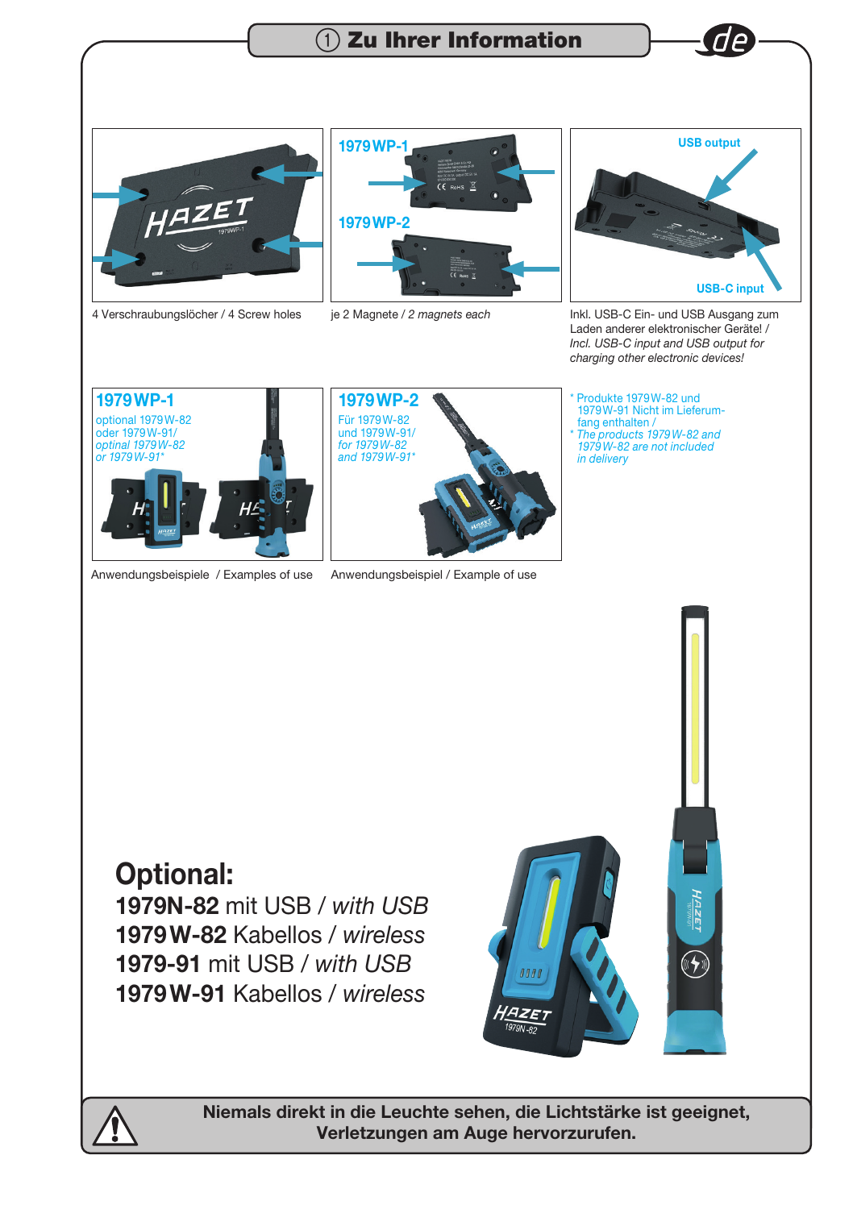# ① Zu Ihrer Information

de

1979WP-1

1979WP-2

USB output

USB-C input

4 Verschraubungslöcher / 4 Screw holes

je 2 Magnete / *2 magnets each*

Inkl. USB-C Ein- und USB Ausgang zum Laden anderer elektronischer Geräte! / *Incl. USB-C input and USB output for charging other electronic devices!*

**1979WP-1**

optional 1979W-82 oder 1979W-91/ *optinal 1979W-82 or 1979W-91**

Anwendungsbeispiele / Examples of use

**1979WP-2**

Für 1979W-82 und 1979W-91/ *for 1979W-82 and 1979W-91**

Anwendungsbeispiel / Example of use

\* Produkte 1979W-82 und 1979W-91 Nicht im Lieferumfang enthalten /
\* *The products 1979W-82 and 1979W-82 are not included in delivery*

## Optional:

**1979N-82** mit USB / *with USB*
**1979W-82** Kabellos / *wireless*
**1979-91** mit USB / *with USB*
**1979W-91** Kabellos / *wireless*

**Niemals direkt in die Leuchte sehen, die Lichtstärke ist geeignet, Verletzungen am Auge hervorzurufen.**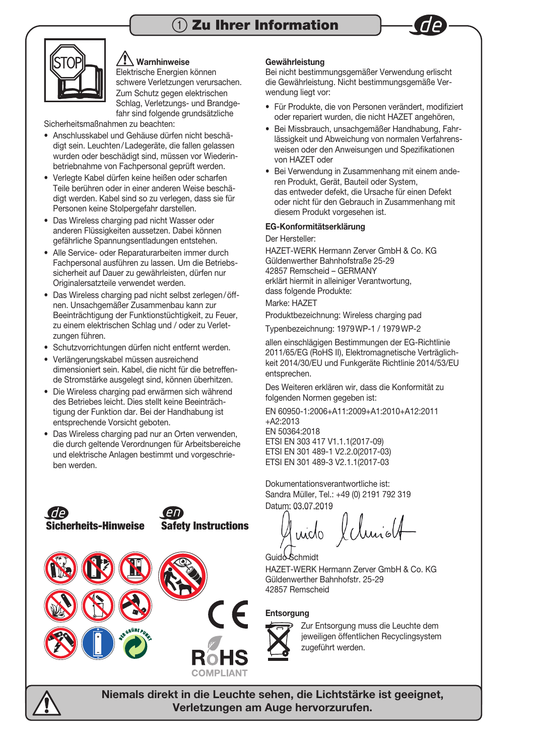# ① Zu Ihrer Information

de

### Warnhinweise

Elektrische Energien können schwere Verletzungen verursachen. Zum Schutz gegen elektrischen Schlag, Verletzungs- und Brandgefahr sind folgende grundsätzliche Sicherheitsmaßnahmen zu beachten:

- Anschlusskabel und Gehäuse dürfen nicht beschädigt sein. Leuchten/Ladegeräte, die fallen gelassen wurden oder beschädigt sind, müssen vor Wiederinbetriebnahme von Fachpersonal geprüft werden.
- Verlegte Kabel dürfen keine heißen oder scharfen Teile berühren oder in einer anderen Weise beschädigt werden. Kabel sind so zu verlegen, dass sie für Personen keine Stolpergefahr darstellen.
- Das Wireless charging pad nicht Wasser oder anderen Flüssigkeiten aussetzen. Dabei können gefährliche Spannungsentladungen entstehen.
- Alle Service- oder Reparaturarbeiten immer durch Fachpersonal ausführen zu lassen. Um die Betriebssicherheit auf Dauer zu gewährleisten, dürfen nur Originalersatzteile verwendet werden.
- Das Wireless charging pad nicht selbst zerlegen/öffnen. Unsachgemäßer Zusammenbau kann zur Beeinträchtigung der Funktionstüchtigkeit, zu Feuer, zu einem elektrischen Schlag und / oder zu Verletzungen führen.
- Schutzvorrichtungen dürfen nicht entfernt werden.
- Verlängerungskabel müssen ausreichend dimensioniert sein. Kabel, die nicht für die betreffende Stromstärke ausgelegt sind, können überhitzen.
- Die Wireless charging pad erwärmen sich während des Betriebes leicht. Dies stellt keine Beeinträchtigung der Funktion dar. Bei der Handhabung ist entsprechende Vorsicht geboten.
- Das Wireless charging pad nur an Orten verwenden, die durch geltende Verordnungen für Arbeitsbereiche und elektrische Anlagen bestimmt und vorgeschrieben werden.

de **Sicherheits-Hinweise** en **Safety Instructions**

### Gewährleistung

Bei nicht bestimmungsgemäßer Verwendung erlischt die Gewährleistung. Nicht bestimmungsgemäße Verwendung liegt vor:

- Für Produkte, die von Personen verändert, modifiziert oder repariert wurden, die nicht HAZET angehören,
- Bei Missbrauch, unsachgemäßer Handhabung, Fahrlässigkeit und Abweichung von normalen Verfahrensweisen oder den Anweisungen und Spezifikationen von HAZET oder
- Bei Verwendung in Zusammenhang mit einem anderen Produkt, Gerät, Bauteil oder System, das entweder defekt, die Ursache für einen Defekt oder nicht für den Gebrauch in Zusammenhang mit diesem Produkt vorgesehen ist.

### EG-Konformitätserklärung

Der Hersteller:

HAZET-WERK Hermann Zerver GmbH & Co. KG
Güldenwerther Bahnhofstraße 25-29
42857 Remscheid – GERMANY
erklärt hiermit in alleiniger Verantwortung, dass folgende Produkte:

Marke: HAZET

Produktbezeichnung: Wireless charging pad

Typenbezeichnung: 1979WP-1 / 1979WP-2

allen einschlägigen Bestimmungen der EG-Richtlinie 2011/65/EG (RoHS II), Elektromagnetische Verträglichkeit 2014/30/EU und Funkgeräte Richtlinie 2014/53/EU entsprechen.

Des Weiteren erklären wir, dass die Konformität zu folgenden Normen gegeben ist:

EN 60950-1:2006+A11:2009+A1:2010+A12:2011 +A2:2013
EN 50364:2018
ETSI EN 303 417 V1.1.1(2017-09)
ETSI EN 301 489-1 V2.2.0(2017-03)
ETSI EN 301 489-3 V2.1.1(2017-03

Dokumentationsverantwortliche ist:
Sandra Müller, Tel.: +49 (0) 2191 792 319

Datum: 03.07.2019

Guido Schmidt
HAZET-WERK Hermann Zerver GmbH & Co. KG
Güldenwerther Bahnhofstr. 25-29
42857 Remscheid

### Entsorgung

Zur Entsorgung muss die Leuchte dem jeweiligen öffentlichen Recyclingsystem zugeführt werden.

RoHS COMPLIANT

**Niemals direkt in die Leuchte sehen, die Lichtstärke ist geeignet, Verletzungen am Auge hervorzurufen.**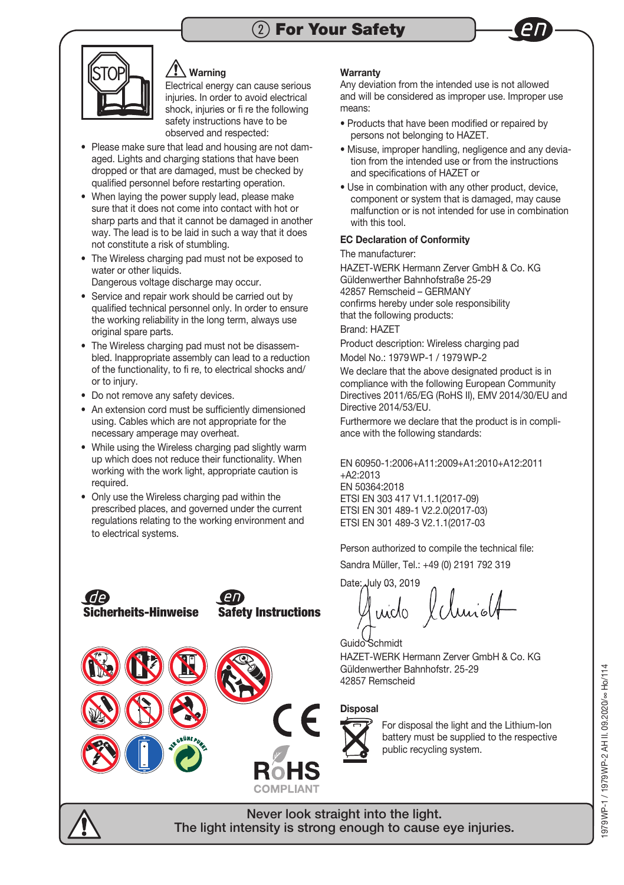## ② For Your Safety

### ⚠ Warning

Electrical energy can cause serious injuries. In order to avoid electrical shock, injuries or fi re the following safety instructions have to be observed and respected:

- Please make sure that lead and housing are not damaged. Lights and charging stations that have been dropped or that are damaged, must be checked by qualified personnel before restarting operation.
- When laying the power supply lead, please make sure that it does not come into contact with hot or sharp parts and that it cannot be damaged in another way. The lead is to be laid in such a way that it does not constitute a risk of stumbling.
- The Wireless charging pad must not be exposed to water or other liquids. Dangerous voltage discharge may occur.
- Service and repair work should be carried out by qualified technical personnel only. In order to ensure the working reliability in the long term, always use original spare parts.
- The Wireless charging pad must not be disassembled. Inappropriate assembly can lead to a reduction of the functionality, to fi re, to electrical shocks and/ or to injury.
- Do not remove any safety devices.
- An extension cord must be sufficiently dimensioned using. Cables which are not appropriate for the necessary amperage may overheat.
- While using the Wireless charging pad slightly warm up which does not reduce their functionality. When working with the work light, appropriate caution is required.
- Only use the Wireless charging pad within the prescribed places, and governed under the current regulations relating to the working environment and to electrical systems.

de **Sicherheits-Hinweise**

en **Safety Instructions**

### Warranty

Any deviation from the intended use is not allowed and will be considered as improper use. Improper use means:

- Products that have been modified or repaired by persons not belonging to HAZET.
- Misuse, improper handling, negligence and any deviation from the intended use or from the instructions and specifications of HAZET or
- Use in combination with any other product, device, component or system that is damaged, may cause malfunction or is not intended for use in combination with this tool.

### EC Declaration of Conformity

The manufacturer:

HAZET-WERK Hermann Zerver GmbH & Co. KG
Güldenwerther Bahnhofstraße 25-29
42857 Remscheid – GERMANY
confirms hereby under sole responsibility that the following products:

Brand: HAZET

Product description: Wireless charging pad

Model No.: 1979WP-1 / 1979WP-2

We declare that the above designated product is in compliance with the following European Community Directives 2011/65/EG (RoHS II), EMV 2014/30/EU and Directive 2014/53/EU.

Furthermore we declare that the product is in compliance with the following standards:

EN 60950-1:2006+A11:2009+A1:2010+A12:2011 +A2:2013
EN 50364:2018
ETSI EN 303 417 V1.1.1(2017-09)
ETSI EN 301 489-1 V2.2.0(2017-03)
ETSI EN 301 489-3 V2.1.1(2017-03

Person authorized to compile the technical file:

Sandra Müller, Tel.: +49 (0) 2191 792 319

Date: July 03, 2019

Guido Schmidt
HAZET-WERK Hermann Zerver GmbH & Co. KG
Güldenwerther Bahnhofstr. 25-29
42857 Remscheid

### Disposal

For disposal the light and the Lithium-Ion battery must be supplied to the respective public recycling system.

RoHS COMPLIANT

**Never look straight into the light.
The light intensity is strong enough to cause eye injuries.**

1979WP-1 / 1979WP-2 AH II. 09.2020/∞ Ho/114